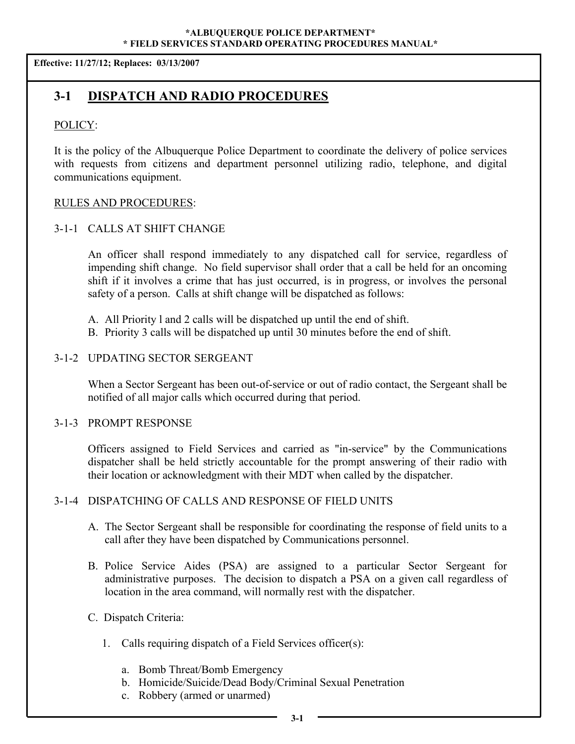**Effective: 11/27/12; Replaces: 03/13/2007**

# 3-1 DISPATCH AND RADIO PROCEDURES

POLICY:

It is the policy of the Albuquerque Police Department to coordinate the delivery of police services with requests from citizens and department personnel utilizing radio, telephone, and digital communications equipment.

RULES AND PROCEDURES:

3-1-1 CALLS AT SHIFT CHANGE

An officer shall respond immediately to any dispatched call for service, regardless of impending shift change. No field supervisor shall order that a call be held for an oncoming shift if it involves a crime that has just occurred, is in progress, or involves the personal safety of a person. Calls at shift change will be dispatched as follows:

A. All Priority l and 2 calls will be dispatched up until the end of shift.
B. Priority 3 calls will be dispatched up until 30 minutes before the end of shift.

3-1-2 UPDATING SECTOR SERGEANT

When a Sector Sergeant has been out-of-service or out of radio contact, the Sergeant shall be notified of all major calls which occurred during that period.

3-1-3 PROMPT RESPONSE

Officers assigned to Field Services and carried as "in-service" by the Communications dispatcher shall be held strictly accountable for the prompt answering of their radio with their location or acknowledgment with their MDT when called by the dispatcher.

3-1-4 DISPATCHING OF CALLS AND RESPONSE OF FIELD UNITS

A. The Sector Sergeant shall be responsible for coordinating the response of field units to a call after they have been dispatched by Communications personnel.

B. Police Service Aides (PSA) are assigned to a particular Sector Sergeant for administrative purposes. The decision to dispatch a PSA on a given call regardless of location in the area command, will normally rest with the dispatcher.

C. Dispatch Criteria:

1. Calls requiring dispatch of a Field Services officer(s):

   a. Bomb Threat/Bomb Emergency
   b. Homicide/Suicide/Dead Body/Criminal Sexual Penetration
   c. Robbery (armed or unarmed)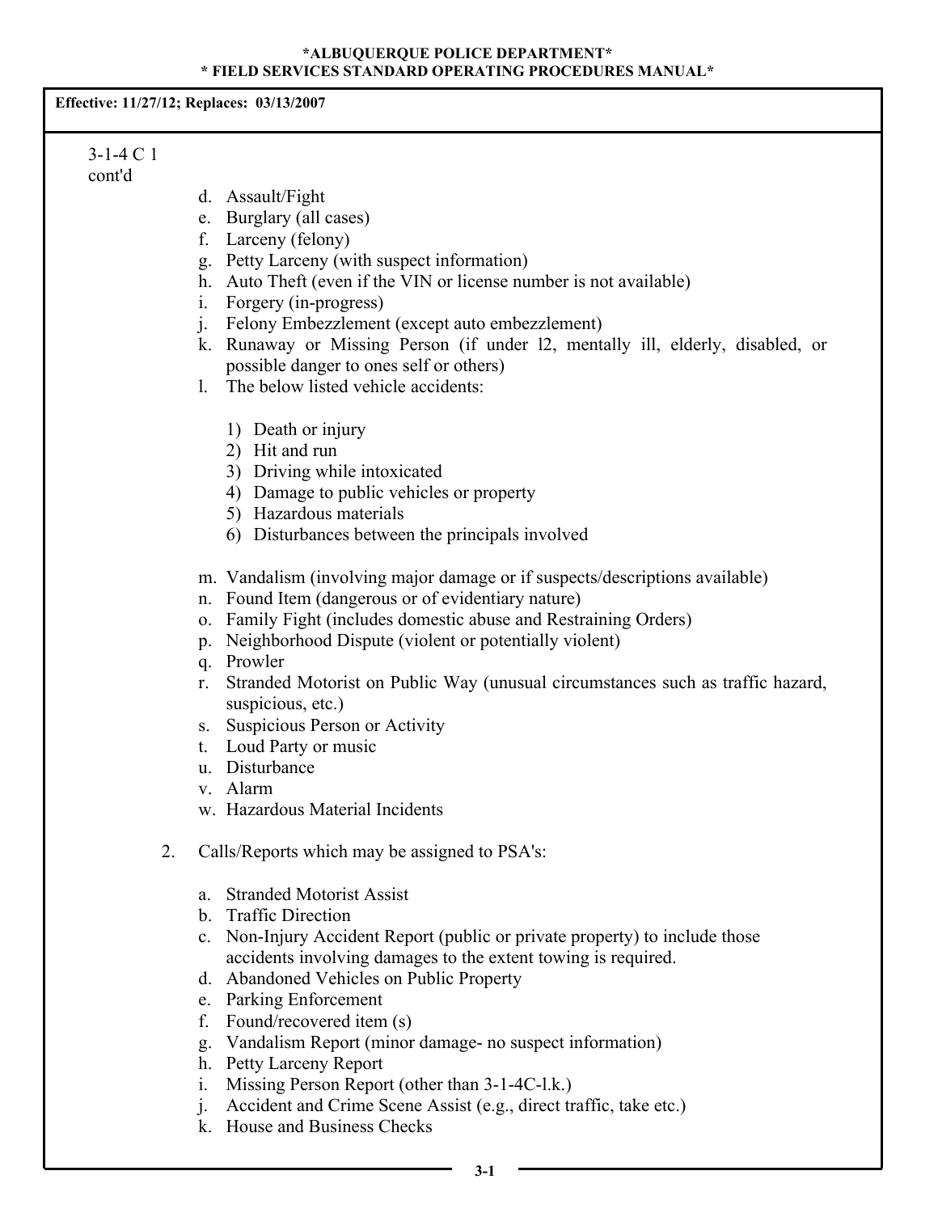Effective: 11/27/12; Replaces: 03/13/2007

3-1-4 C 1 cont'd

d. Assault/Fight
e. Burglary (all cases)
f. Larceny (felony)
g. Petty Larceny (with suspect information)
h. Auto Theft (even if the VIN or license number is not available)
i. Forgery (in-progress)
j. Felony Embezzlement (except auto embezzlement)
k. Runaway or Missing Person (if under l2, mentally ill, elderly, disabled, or possible danger to ones self or others)
l. The below listed vehicle accidents:

   1) Death or injury
   2) Hit and run
   3) Driving while intoxicated
   4) Damage to public vehicles or property
   5) Hazardous materials
   6) Disturbances between the principals involved

m. Vandalism (involving major damage or if suspects/descriptions available)
n. Found Item (dangerous or of evidentiary nature)
o. Family Fight (includes domestic abuse and Restraining Orders)
p. Neighborhood Dispute (violent or potentially violent)
q. Prowler
r. Stranded Motorist on Public Way (unusual circumstances such as traffic hazard, suspicious, etc.)
s. Suspicious Person or Activity
t. Loud Party or music
u. Disturbance
v. Alarm
w. Hazardous Material Incidents

2. Calls/Reports which may be assigned to PSA's:

   a. Stranded Motorist Assist
   b. Traffic Direction
   c. Non-Injury Accident Report (public or private property) to include those accidents involving damages to the extent towing is required.
   d. Abandoned Vehicles on Public Property
   e. Parking Enforcement
   f. Found/recovered item (s)
   g. Vandalism Report (minor damage- no suspect information)
   h. Petty Larceny Report
   i. Missing Person Report (other than 3-1-4C-l.k.)
   j. Accident and Crime Scene Assist (e.g., direct traffic, take etc.)
   k. House and Business Checks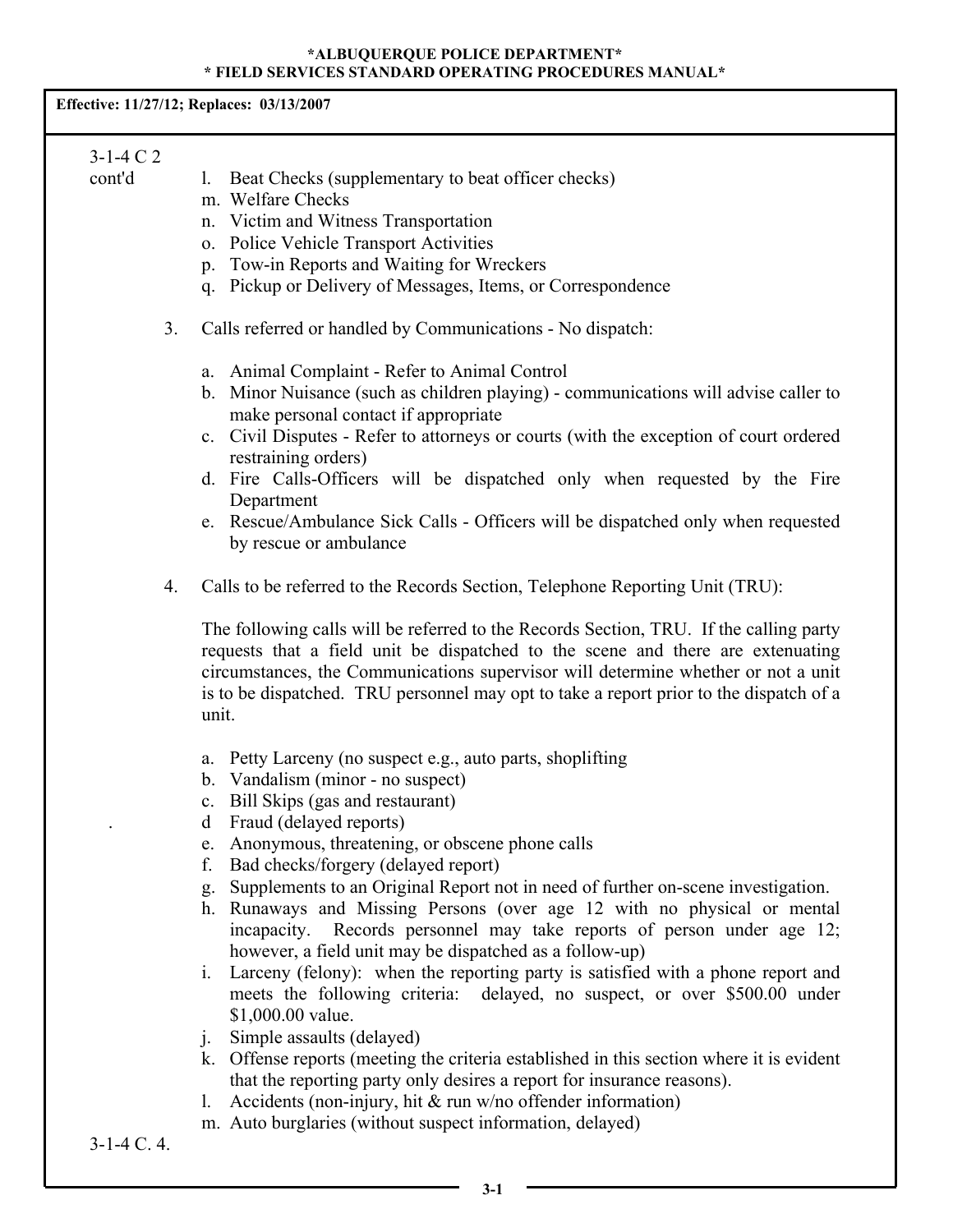Effective: 11/27/12; Replaces: 03/13/2007

3-1-4 C 2 cont'd

l. Beat Checks (supplementary to beat officer checks)
m. Welfare Checks
n. Victim and Witness Transportation
o. Police Vehicle Transport Activities
p. Tow-in Reports and Waiting for Wreckers
q. Pickup or Delivery of Messages, Items, or Correspondence

3. Calls referred or handled by Communications - No dispatch:

   a. Animal Complaint - Refer to Animal Control
   b. Minor Nuisance (such as children playing) - communications will advise caller to make personal contact if appropriate
   c. Civil Disputes - Refer to attorneys or courts (with the exception of court ordered restraining orders)
   d. Fire Calls-Officers will be dispatched only when requested by the Fire Department
   e. Rescue/Ambulance Sick Calls - Officers will be dispatched only when requested by rescue or ambulance

4. Calls to be referred to the Records Section, Telephone Reporting Unit (TRU):

   The following calls will be referred to the Records Section, TRU. If the calling party requests that a field unit be dispatched to the scene and there are extenuating circumstances, the Communications supervisor will determine whether or not a unit is to be dispatched. TRU personnel may opt to take a report prior to the dispatch of a unit.

   a. Petty Larceny (no suspect e.g., auto parts, shoplifting
   b. Vandalism (minor - no suspect)
   c. Bill Skips (gas and restaurant)
   d Fraud (delayed reports)
   e. Anonymous, threatening, or obscene phone calls
   f. Bad checks/forgery (delayed report)
   g. Supplements to an Original Report not in need of further on-scene investigation.
   h. Runaways and Missing Persons (over age 12 with no physical or mental incapacity. Records personnel may take reports of person under age 12; however, a field unit may be dispatched as a follow-up)
   i. Larceny (felony): when the reporting party is satisfied with a phone report and meets the following criteria: delayed, no suspect, or over $500.00 under $1,000.00 value.
   j. Simple assaults (delayed)
   k. Offense reports (meeting the criteria established in this section where it is evident that the reporting party only desires a report for insurance reasons).
   l. Accidents (non-injury, hit & run w/no offender information)
   m. Auto burglaries (without suspect information, delayed)

3-1-4 C. 4.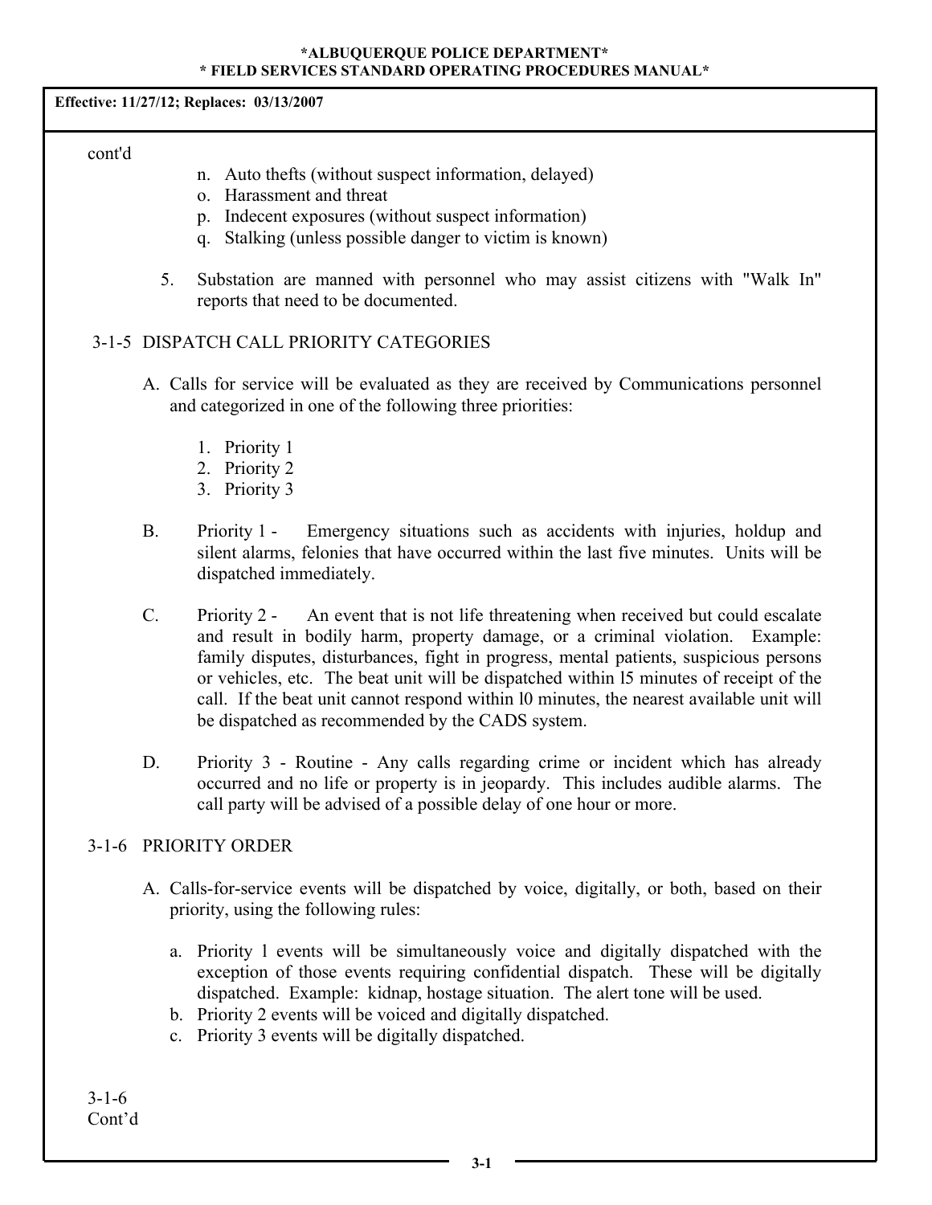Effective: 11/27/12; Replaces: 03/13/2007

cont'd

n. Auto thefts (without suspect information, delayed)
o. Harassment and threat
p. Indecent exposures (without suspect information)
q. Stalking (unless possible danger to victim is known)

5. Substation are manned with personnel who may assist citizens with "Walk In" reports that need to be documented.

## 3-1-5 DISPATCH CALL PRIORITY CATEGORIES

A. Calls for service will be evaluated as they are received by Communications personnel and categorized in one of the following three priorities:

1. Priority 1
2. Priority 2
3. Priority 3

B. Priority 1 - Emergency situations such as accidents with injuries, holdup and silent alarms, felonies that have occurred within the last five minutes. Units will be dispatched immediately.

C. Priority 2 - An event that is not life threatening when received but could escalate and result in bodily harm, property damage, or a criminal violation. Example: family disputes, disturbances, fight in progress, mental patients, suspicious persons or vehicles, etc. The beat unit will be dispatched within l5 minutes of receipt of the call. If the beat unit cannot respond within l0 minutes, the nearest available unit will be dispatched as recommended by the CADS system.

D. Priority 3 - Routine - Any calls regarding crime or incident which has already occurred and no life or property is in jeopardy. This includes audible alarms. The call party will be advised of a possible delay of one hour or more.

## 3-1-6 PRIORITY ORDER

A. Calls-for-service events will be dispatched by voice, digitally, or both, based on their priority, using the following rules:

a. Priority l events will be simultaneously voice and digitally dispatched with the exception of those events requiring confidential dispatch. These will be digitally dispatched. Example: kidnap, hostage situation. The alert tone will be used.
b. Priority 2 events will be voiced and digitally dispatched.
c. Priority 3 events will be digitally dispatched.

3-1-6
Cont'd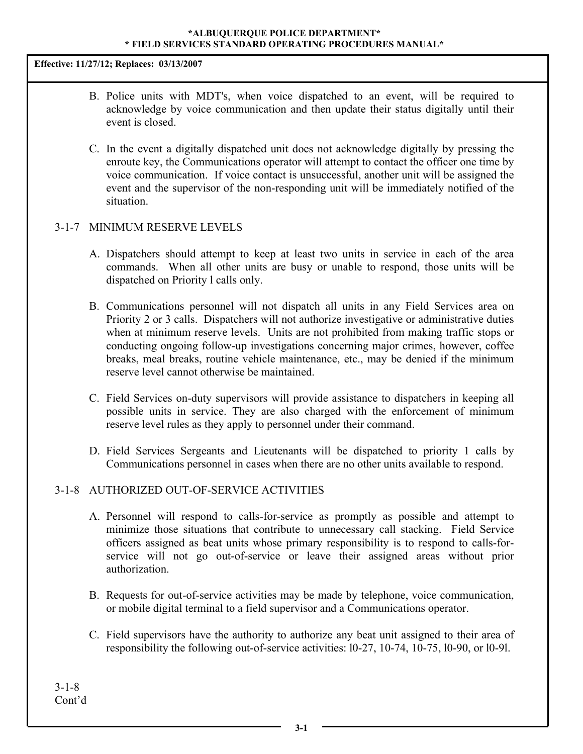Effective: 11/27/12; Replaces: 03/13/2007

B. Police units with MDT's, when voice dispatched to an event, will be required to acknowledge by voice communication and then update their status digitally until their event is closed.

C. In the event a digitally dispatched unit does not acknowledge digitally by pressing the enroute key, the Communications operator will attempt to contact the officer one time by voice communication. If voice contact is unsuccessful, another unit will be assigned the event and the supervisor of the non-responding unit will be immediately notified of the situation.

## 3-1-7 MINIMUM RESERVE LEVELS

A. Dispatchers should attempt to keep at least two units in service in each of the area commands. When all other units are busy or unable to respond, those units will be dispatched on Priority l calls only.

B. Communications personnel will not dispatch all units in any Field Services area on Priority 2 or 3 calls. Dispatchers will not authorize investigative or administrative duties when at minimum reserve levels. Units are not prohibited from making traffic stops or conducting ongoing follow-up investigations concerning major crimes, however, coffee breaks, meal breaks, routine vehicle maintenance, etc., may be denied if the minimum reserve level cannot otherwise be maintained.

C. Field Services on-duty supervisors will provide assistance to dispatchers in keeping all possible units in service. They are also charged with the enforcement of minimum reserve level rules as they apply to personnel under their command.

D. Field Services Sergeants and Lieutenants will be dispatched to priority 1 calls by Communications personnel in cases when there are no other units available to respond.

## 3-1-8 AUTHORIZED OUT-OF-SERVICE ACTIVITIES

A. Personnel will respond to calls-for-service as promptly as possible and attempt to minimize those situations that contribute to unnecessary call stacking. Field Service officers assigned as beat units whose primary responsibility is to respond to calls-for-service will not go out-of-service or leave their assigned areas without prior authorization.

B. Requests for out-of-service activities may be made by telephone, voice communication, or mobile digital terminal to a field supervisor and a Communications operator.

C. Field supervisors have the authority to authorize any beat unit assigned to their area of responsibility the following out-of-service activities: l0-27, 10-74, 10-75, l0-90, or l0-9l.

3-1-8
Cont'd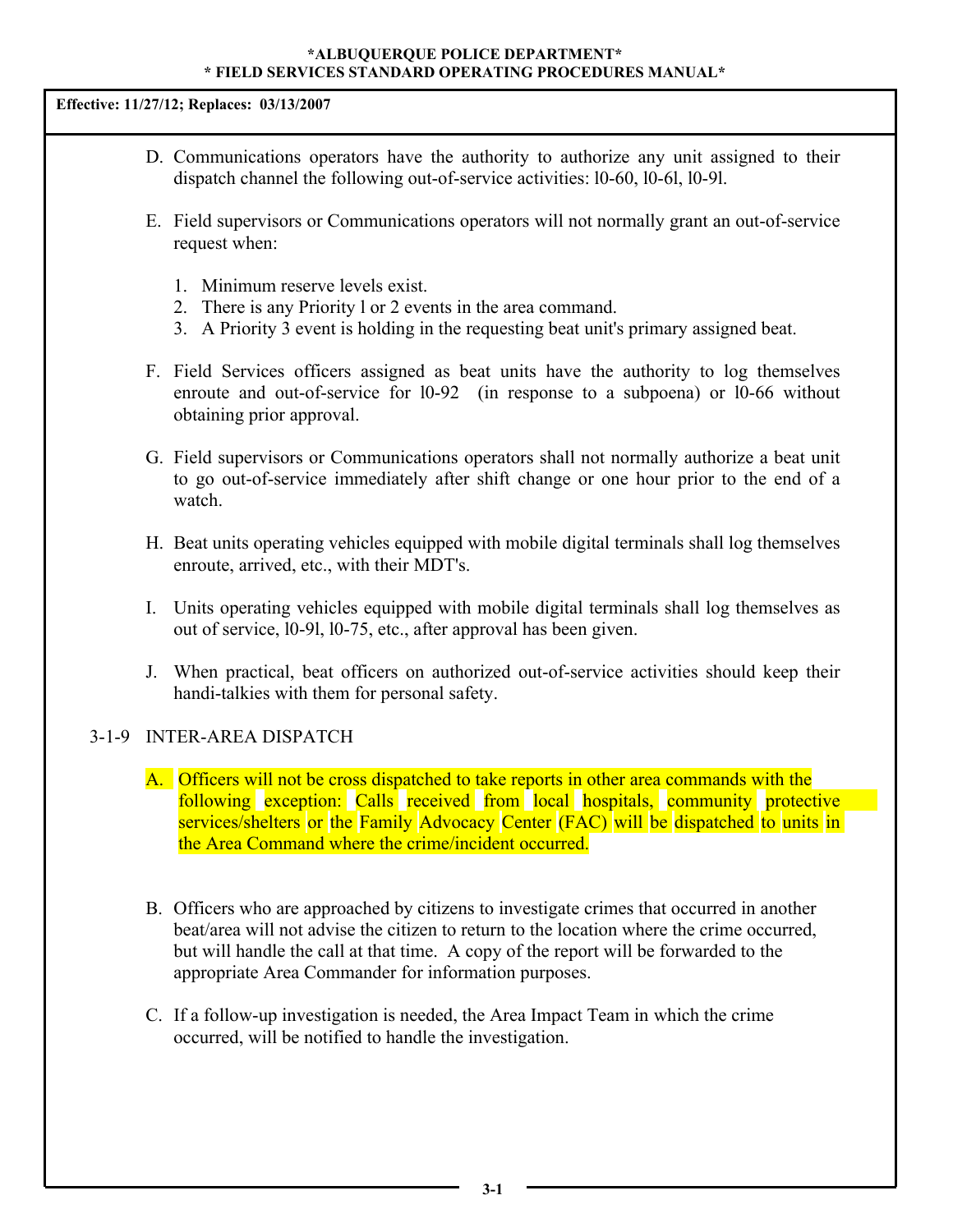Effective: 11/27/12; Replaces: 03/13/2007

D. Communications operators have the authority to authorize any unit assigned to their dispatch channel the following out-of-service activities: l0-60, l0-6l, l0-9l.

E. Field supervisors or Communications operators will not normally grant an out-of-service request when:

1. Minimum reserve levels exist.
2. There is any Priority l or 2 events in the area command.
3. A Priority 3 event is holding in the requesting beat unit's primary assigned beat.

F. Field Services officers assigned as beat units have the authority to log themselves enroute and out-of-service for l0-92 (in response to a subpoena) or l0-66 without obtaining prior approval.

G. Field supervisors or Communications operators shall not normally authorize a beat unit to go out-of-service immediately after shift change or one hour prior to the end of a watch.

H. Beat units operating vehicles equipped with mobile digital terminals shall log themselves enroute, arrived, etc., with their MDT's.

I. Units operating vehicles equipped with mobile digital terminals shall log themselves as out of service, l0-9l, l0-75, etc., after approval has been given.

J. When practical, beat officers on authorized out-of-service activities should keep their handi-talkies with them for personal safety.

3-1-9 INTER-AREA DISPATCH

A. Officers will not be cross dispatched to take reports in other area commands with the following exception: Calls received from local hospitals, community protective services/shelters or the Family Advocacy Center (FAC) will be dispatched to units in the Area Command where the crime/incident occurred.

B. Officers who are approached by citizens to investigate crimes that occurred in another beat/area will not advise the citizen to return to the location where the crime occurred, but will handle the call at that time. A copy of the report will be forwarded to the appropriate Area Commander for information purposes.

C. If a follow-up investigation is needed, the Area Impact Team in which the crime occurred, will be notified to handle the investigation.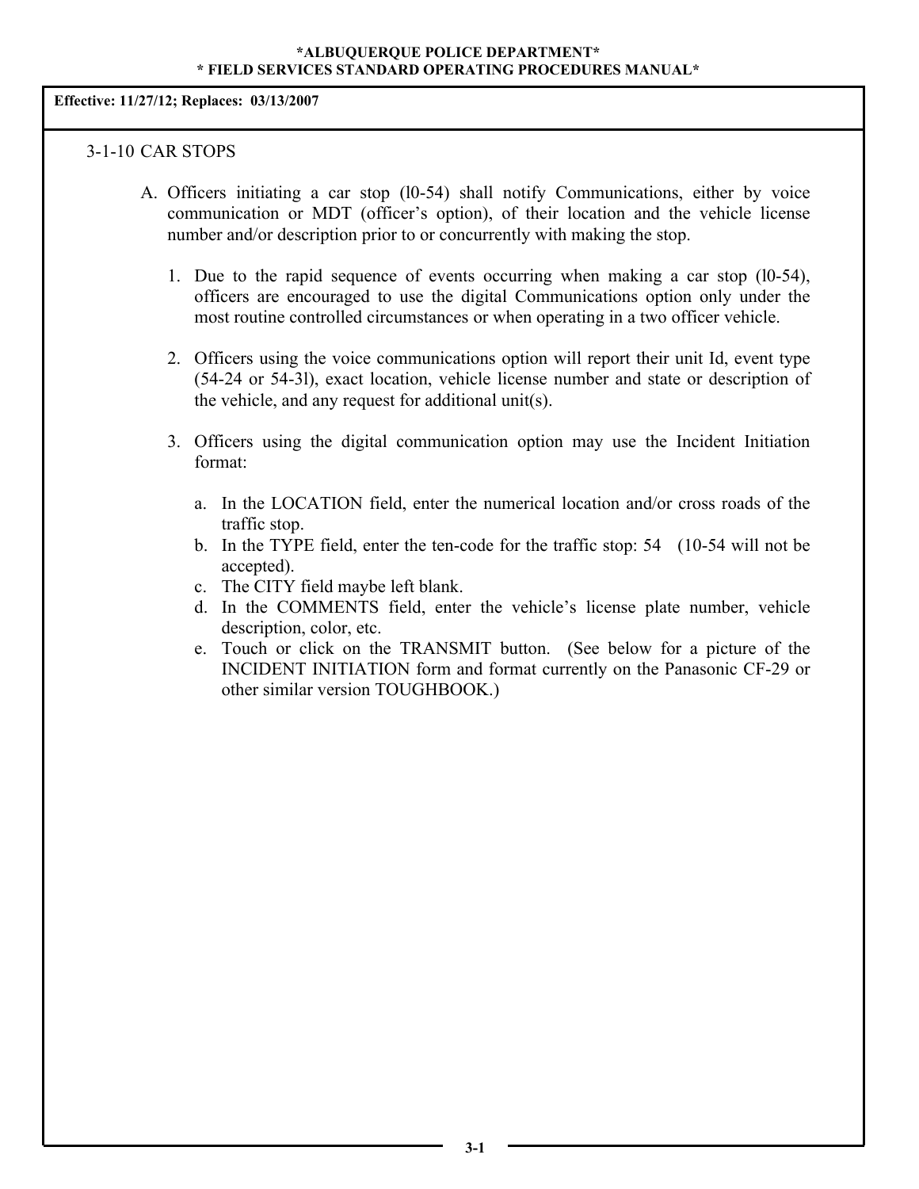**\*ALBUQUERQUE POLICE DEPARTMENT\***
**\* FIELD SERVICES STANDARD OPERATING PROCEDURES MANUAL\***

**Effective: 11/27/12; Replaces: 03/13/2007**

## 3-1-10 CAR STOPS

A. Officers initiating a car stop (l0-54) shall notify Communications, either by voice communication or MDT (officer's option), of their location and the vehicle license number and/or description prior to or concurrently with making the stop.

1. Due to the rapid sequence of events occurring when making a car stop (l0-54), officers are encouraged to use the digital Communications option only under the most routine controlled circumstances or when operating in a two officer vehicle.

2. Officers using the voice communications option will report their unit Id, event type (54-24 or 54-3l), exact location, vehicle license number and state or description of the vehicle, and any request for additional unit(s).

3. Officers using the digital communication option may use the Incident Initiation format:

   a. In the LOCATION field, enter the numerical location and/or cross roads of the traffic stop.
   b. In the TYPE field, enter the ten-code for the traffic stop: 54 (10-54 will not be accepted).
   c. The CITY field maybe left blank.
   d. In the COMMENTS field, enter the vehicle's license plate number, vehicle description, color, etc.
   e. Touch or click on the TRANSMIT button. (See below for a picture of the INCIDENT INITIATION form and format currently on the Panasonic CF-29 or other similar version TOUGHBOOK.)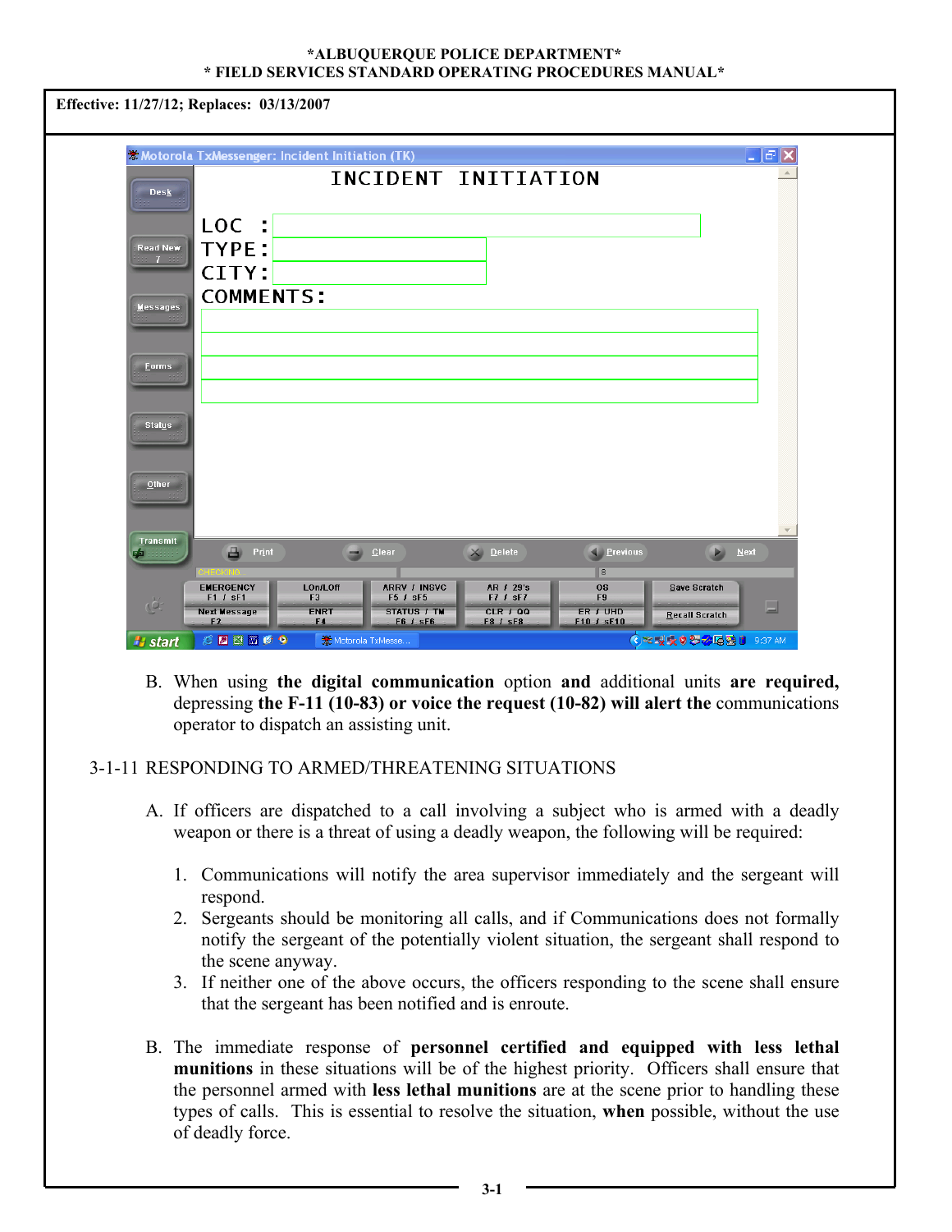Effective: 11/27/12; Replaces: 03/13/2007

B. When using **the digital communication** option **and** additional units **are required,** depressing **the F-11 (10-83) or voice the request (10-82) will alert the** communications operator to dispatch an assisting unit.

## 3-1-11 RESPONDING TO ARMED/THREATENING SITUATIONS

A. If officers are dispatched to a call involving a subject who is armed with a deadly weapon or there is a threat of using a deadly weapon, the following will be required:

1. Communications will notify the area supervisor immediately and the sergeant will respond.
2. Sergeants should be monitoring all calls, and if Communications does not formally notify the sergeant of the potentially violent situation, the sergeant shall respond to the scene anyway.
3. If neither one of the above occurs, the officers responding to the scene shall ensure that the sergeant has been notified and is enroute.

B. The immediate response of **personnel certified and equipped with less lethal munitions** in these situations will be of the highest priority. Officers shall ensure that the personnel armed with **less lethal munitions** are at the scene prior to handling these types of calls. This is essential to resolve the situation, **when** possible, without the use of deadly force.